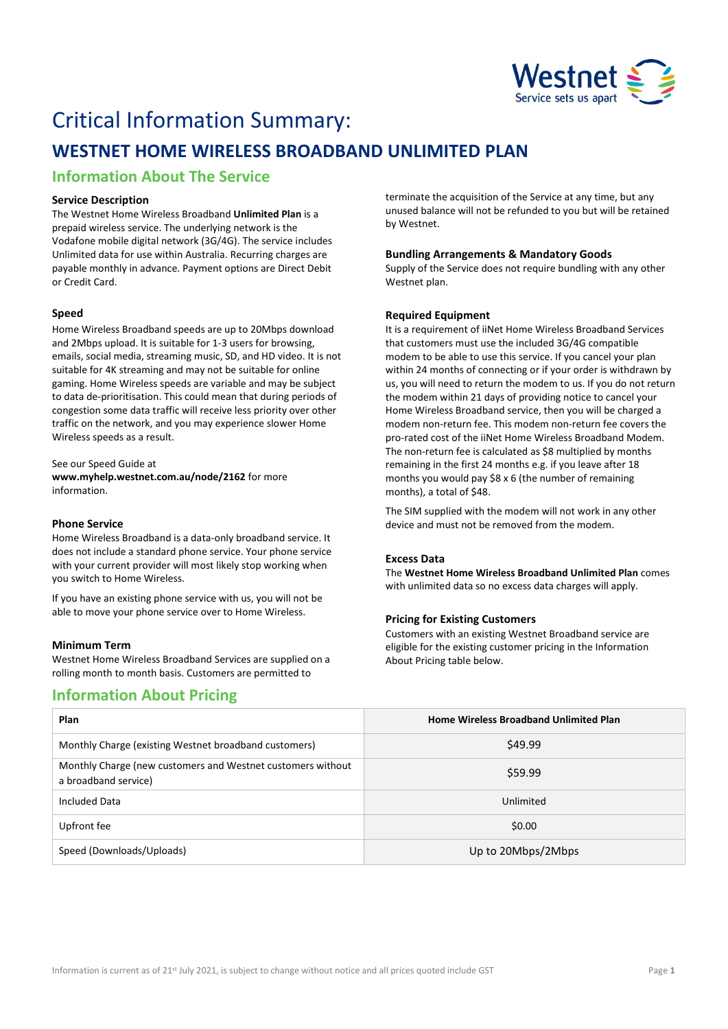# Critical Information Summary:

## WESTNET HOME WIRELESS BROADBAND UNLIMITED PLAN

### Information About The Service

**Service Description**

The Westnet Home Wireless Broadband **Unlimited Plan** is a prepaid wireless service. The underlying network is the Vodafone mobile digital network (3G/4G). The service includes Unlimited data for use within Australia. Recurring charges are payable monthly in advance. Payment options are Direct Debit or Credit Card.

**Speed**

Home Wireless Broadband speeds are up to 20Mbps download and 2Mbps upload. It is suitable for 1-3 users for browsing, emails, social media, streaming music, SD, and HD video. It is not suitable for 4K streaming and may not be suitable for online gaming. Home Wireless speeds are variable and may be subject to data de-prioritisation. This could mean that during periods of congestion some data traffic will receive less priority over other traffic on the network, and you may experience slower Home Wireless speeds as a result.

See our Speed Guide at **www.myhelp.westnet.com.au/node/2162** for more information.

**Phone Service**

Home Wireless Broadband is a data-only broadband service. It does not include a standard phone service. Your phone service with your current provider will most likely stop working when you switch to Home Wireless.

If you have an existing phone service with us, you will not be able to move your phone service over to Home Wireless.

**Minimum Term**

Westnet Home Wireless Broadband Services are supplied on a rolling month to month basis. Customers are permitted to terminate the acquisition of the Service at any time, but any unused balance will not be refunded to you but will be retained by Westnet.

**Bundling Arrangements & Mandatory Goods**

Supply of the Service does not require bundling with any other Westnet plan.

**Required Equipment**

It is a requirement of iiNet Home Wireless Broadband Services that customers must use the included 3G/4G compatible modem to be able to use this service. If you cancel your plan within 24 months of connecting or if your order is withdrawn by us, you will need to return the modem to us. If you do not return the modem within 21 days of providing notice to cancel your Home Wireless Broadband service, then you will be charged a modem non-return fee. This modem non-return fee covers the pro-rated cost of the iiNet Home Wireless Broadband Modem. The non-return fee is calculated as $8 multiplied by months remaining in the first 24 months e.g. if you leave after 18 months you would pay $8 x 6 (the number of remaining months), a total of $48.

The SIM supplied with the modem will not work in any other device and must not be removed from the modem.

**Excess Data**

The **Westnet Home Wireless Broadband Unlimited Plan** comes with unlimited data so no excess data charges will apply.

**Pricing for Existing Customers**

Customers with an existing Westnet Broadband service are eligible for the existing customer pricing in the Information About Pricing table below.

### Information About Pricing

| Plan | Home Wireless Broadband Unlimited Plan |
|---|---|
| Monthly Charge (existing Westnet broadband customers) | $49.99 |
| Monthly Charge (new customers and Westnet customers without a broadband service) | $59.99 |
| Included Data | Unlimited |
| Upfront fee | $0.00 |
| Speed (Downloads/Uploads) | Up to 20Mbps/2Mbps |

Information is current as of 21st July 2021, is subject to change without notice and all prices quoted include GST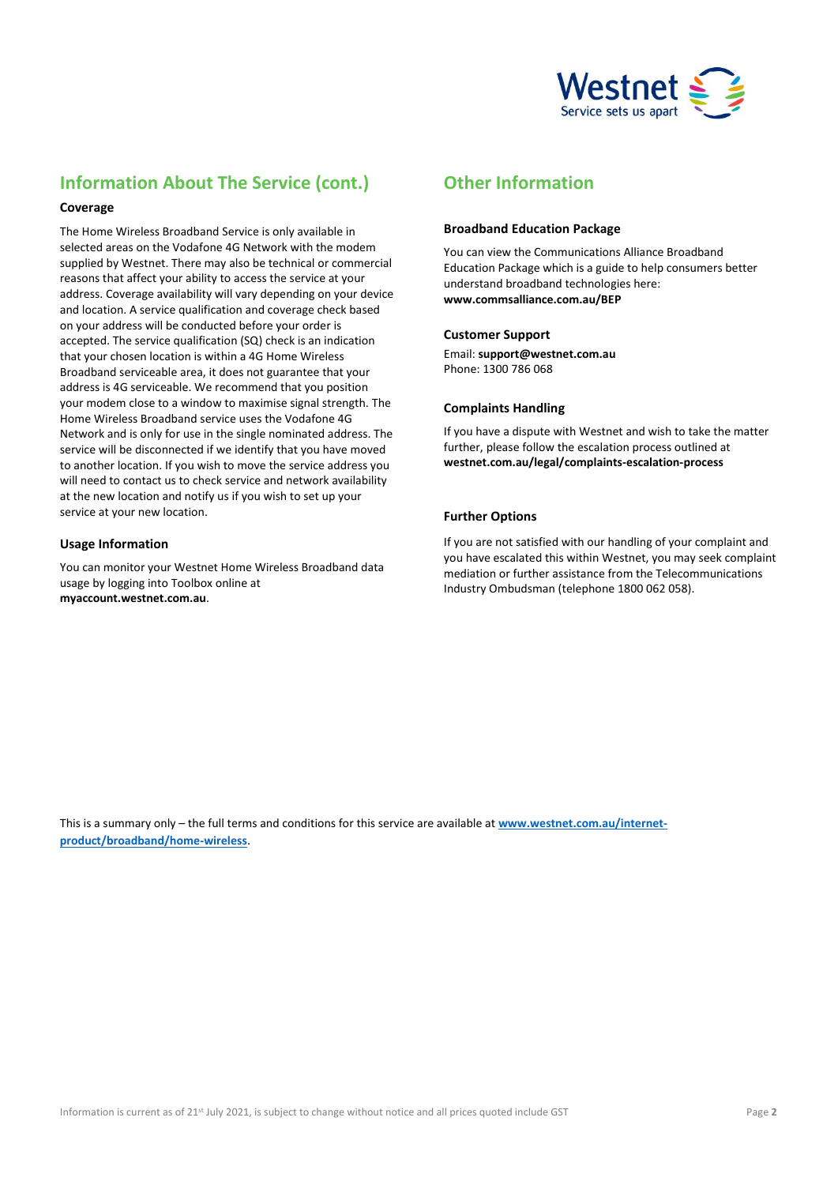## Information About The Service (cont.)

### Coverage

The Home Wireless Broadband Service is only available in selected areas on the Vodafone 4G Network with the modem supplied by Westnet. There may also be technical or commercial reasons that affect your ability to access the service at your address. Coverage availability will vary depending on your device and location. A service qualification and coverage check based on your address will be conducted before your order is accepted. The service qualification (SQ) check is an indication that your chosen location is within a 4G Home Wireless Broadband serviceable area, it does not guarantee that your address is 4G serviceable. We recommend that you position your modem close to a window to maximise signal strength. The Home Wireless Broadband service uses the Vodafone 4G Network and is only for use in the single nominated address. The service will be disconnected if we identify that you have moved to another location. If you wish to move the service address you will need to contact us to check service and network availability at the new location and notify us if you wish to set up your service at your new location.

### Usage Information

You can monitor your Westnet Home Wireless Broadband data usage by logging into Toolbox online at **myaccount.westnet.com.au**.

## Other Information

### Broadband Education Package

You can view the Communications Alliance Broadband Education Package which is a guide to help consumers better understand broadband technologies here: **www.commsalliance.com.au/BEP**

### Customer Support

Email: **support@westnet.com.au**
Phone: 1300 786 068

### Complaints Handling

If you have a dispute with Westnet and wish to take the matter further, please follow the escalation process outlined at **westnet.com.au/legal/complaints-escalation-process**

### Further Options

If you are not satisfied with our handling of your complaint and you have escalated this within Westnet, you may seek complaint mediation or further assistance from the Telecommunications Industry Ombudsman (telephone 1800 062 058).

This is a summary only – the full terms and conditions for this service are available at **www.westnet.com.au/internet-product/broadband/home-wireless**.

Information is current as of 21st July 2021, is subject to change without notice and all prices quoted include GST